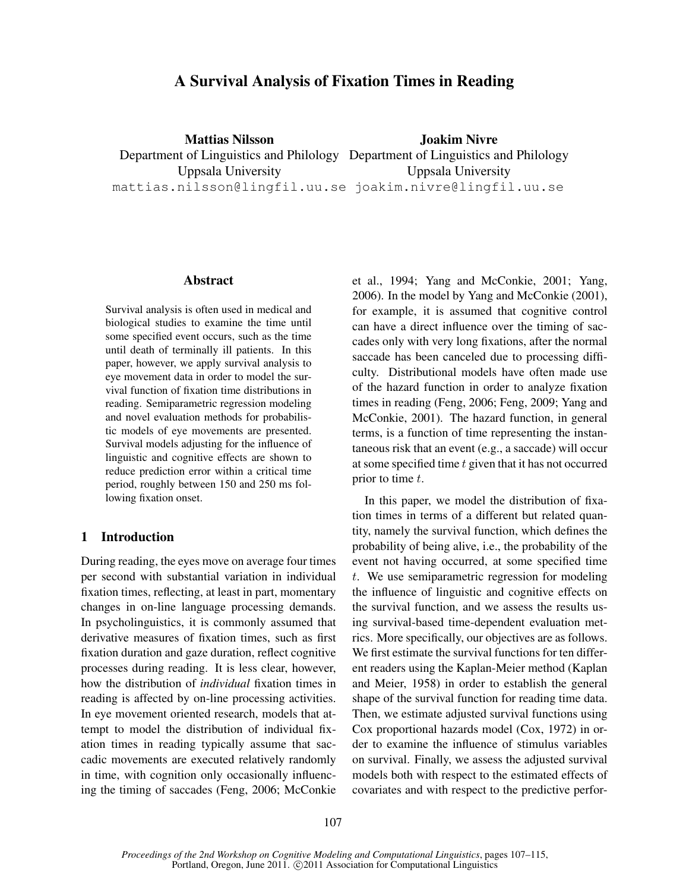# A Survival Analysis of Fixation Times in Reading

**Mattias Nilsson**
Department of Linguistics and Philology
Uppsala University
mattias.nilsson@lingfil.uu.se

**Joakim Nivre**
Department of Linguistics and Philology
Uppsala University
joakim.nivre@lingfil.uu.se

## Abstract

Survival analysis is often used in medical and biological studies to examine the time until some specified event occurs, such as the time until death of terminally ill patients. In this paper, however, we apply survival analysis to eye movement data in order to model the survival function of fixation time distributions in reading. Semiparametric regression modeling and novel evaluation methods for probabilistic models of eye movements are presented. Survival models adjusting for the influence of linguistic and cognitive effects are shown to reduce prediction error within a critical time period, roughly between 150 and 250 ms following fixation onset.

## 1 Introduction

During reading, the eyes move on average four times per second with substantial variation in individual fixation times, reflecting, at least in part, momentary changes in on-line language processing demands. In psycholinguistics, it is commonly assumed that derivative measures of fixation times, such as first fixation duration and gaze duration, reflect cognitive processes during reading. It is less clear, however, how the distribution of *individual* fixation times in reading is affected by on-line processing activities. In eye movement oriented research, models that attempt to model the distribution of individual fixation times in reading typically assume that saccadic movements are executed relatively randomly in time, with cognition only occasionally influencing the timing of saccades (Feng, 2006; McConkie et al., 1994; Yang and McConkie, 2001; Yang, 2006). In the model by Yang and McConkie (2001), for example, it is assumed that cognitive control can have a direct influence over the timing of saccades only with very long fixations, after the normal saccade has been canceled due to processing difficulty. Distributional models have often made use of the hazard function in order to analyze fixation times in reading (Feng, 2006; Feng, 2009; Yang and McConkie, 2001). The hazard function, in general terms, is a function of time representing the instantaneous risk that an event (e.g., a saccade) will occur at some specified time $t$ given that it has not occurred prior to time $t$.

In this paper, we model the distribution of fixation times in terms of a different but related quantity, namely the survival function, which defines the probability of being alive, i.e., the probability of the event not having occurred, at some specified time $t$. We use semiparametric regression for modeling the influence of linguistic and cognitive effects on the survival function, and we assess the results using survival-based time-dependent evaluation metrics. More specifically, our objectives are as follows. We first estimate the survival functions for ten different readers using the Kaplan-Meier method (Kaplan and Meier, 1958) in order to establish the general shape of the survival function for reading time data. Then, we estimate adjusted survival functions using Cox proportional hazards model (Cox, 1972) in order to examine the influence of stimulus variables on survival. Finally, we assess the adjusted survival models both with respect to the estimated effects of covariates and with respect to the predictive perfor-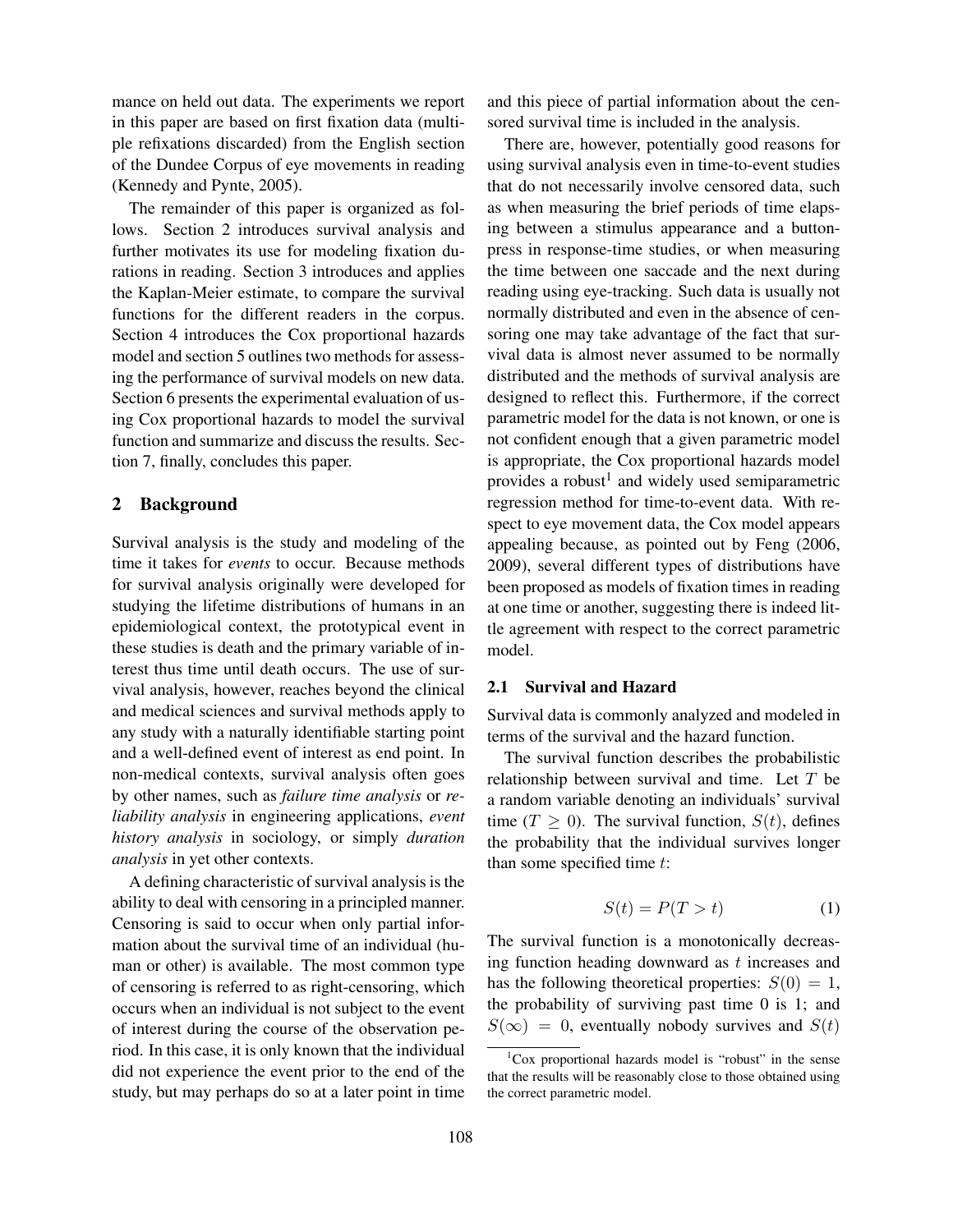mance on held out data. The experiments we report in this paper are based on first fixation data (multiple refixations discarded) from the English section of the Dundee Corpus of eye movements in reading (Kennedy and Pynte, 2005).

The remainder of this paper is organized as follows. Section 2 introduces survival analysis and further motivates its use for modeling fixation durations in reading. Section 3 introduces and applies the Kaplan-Meier estimate, to compare the survival functions for the different readers in the corpus. Section 4 introduces the Cox proportional hazards model and section 5 outlines two methods for assessing the performance of survival models on new data. Section 6 presents the experimental evaluation of using Cox proportional hazards to model the survival function and summarize and discuss the results. Section 7, finally, concludes this paper.

## 2 Background

Survival analysis is the study and modeling of the time it takes for *events* to occur. Because methods for survival analysis originally were developed for studying the lifetime distributions of humans in an epidemiological context, the prototypical event in these studies is death and the primary variable of interest thus time until death occurs. The use of survival analysis, however, reaches beyond the clinical and medical sciences and survival methods apply to any study with a naturally identifiable starting point and a well-defined event of interest as end point. In non-medical contexts, survival analysis often goes by other names, such as *failure time analysis* or *reliability analysis* in engineering applications, *event history analysis* in sociology, or simply *duration analysis* in yet other contexts.

A defining characteristic of survival analysis is the ability to deal with censoring in a principled manner. Censoring is said to occur when only partial information about the survival time of an individual (human or other) is available. The most common type of censoring is referred to as right-censoring, which occurs when an individual is not subject to the event of interest during the course of the observation period. In this case, it is only known that the individual did not experience the event prior to the end of the study, but may perhaps do so at a later point in time and this piece of partial information about the censored survival time is included in the analysis.

There are, however, potentially good reasons for using survival analysis even in time-to-event studies that do not necessarily involve censored data, such as when measuring the brief periods of time elapsing between a stimulus appearance and a button-press in response-time studies, or when measuring the time between one saccade and the next during reading using eye-tracking. Such data is usually not normally distributed and even in the absence of censoring one may take advantage of the fact that survival data is almost never assumed to be normally distributed and the methods of survival analysis are designed to reflect this. Furthermore, if the correct parametric model for the data is not known, or one is not confident enough that a given parametric model is appropriate, the Cox proportional hazards model provides a robust[1] and widely used semiparametric regression method for time-to-event data. With respect to eye movement data, the Cox model appears appealing because, as pointed out by Feng (2006, 2009), several different types of distributions have been proposed as models of fixation times in reading at one time or another, suggesting there is indeed little agreement with respect to the correct parametric model.

### 2.1 Survival and Hazard

Survival data is commonly analyzed and modeled in terms of the survival and the hazard function.

The survival function describes the probabilistic relationship between survival and time. Let $T$ be a random variable denoting an individuals' survival time ($T \geq 0$). The survival function, $S(t)$, defines the probability that the individual survives longer than some specified time $t$:

$$S(t) = P(T > t) \qquad (1)$$

The survival function is a monotonically decreasing function heading downward as $t$ increases and has the following theoretical properties: $S(0) = 1$, the probability of surviving past time 0 is 1; and $S(\infty) = 0$, eventually nobody survives and $S(t)$

[1] Cox proportional hazards model is "robust" in the sense that the results will be reasonably close to those obtained using the correct parametric model.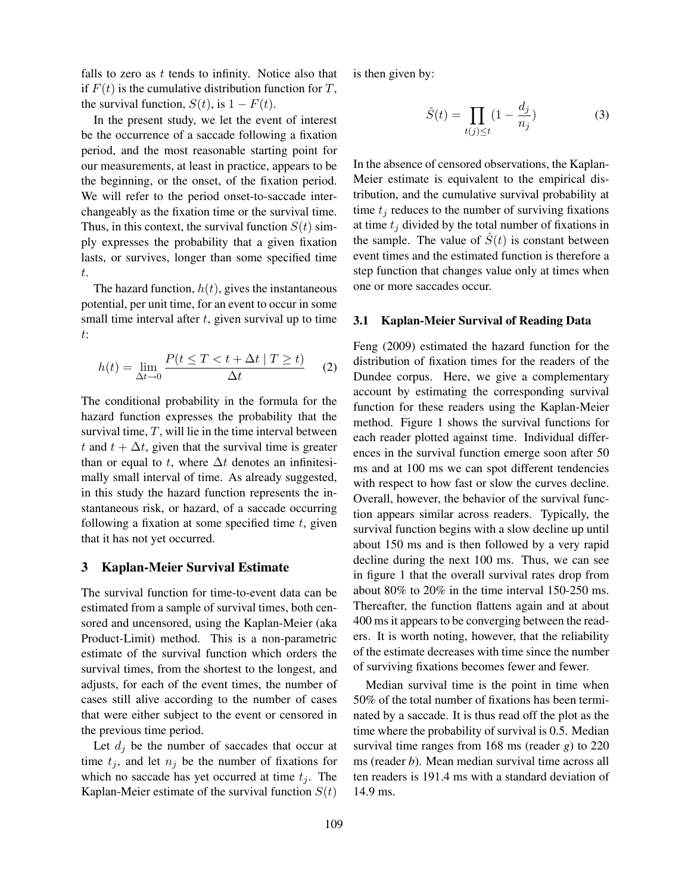falls to zero as $t$ tends to infinity. Notice also that if $F(t)$ is the cumulative distribution function for $T$, the survival function, $S(t)$, is $1 - F(t)$.

In the present study, we let the event of interest be the occurrence of a saccade following a fixation period, and the most reasonable starting point for our measurements, at least in practice, appears to be the beginning, or the onset, of the fixation period. We will refer to the period onset-to-saccade interchangeably as the fixation time or the survival time. Thus, in this context, the survival function $S(t)$ simply expresses the probability that a given fixation lasts, or survives, longer than some specified time $t$.

The hazard function, $h(t)$, gives the instantaneous potential, per unit time, for an event to occur in some small time interval after $t$, given survival up to time $t$:

$$h(t) = \lim_{\Delta t \to 0} \frac{P(t \leq T < t + \Delta t \mid T \geq t)}{\Delta t} \quad (2)$$

The conditional probability in the formula for the hazard function expresses the probability that the survival time, $T$, will lie in the time interval between $t$ and $t + \Delta t$, given that the survival time is greater than or equal to $t$, where $\Delta t$ denotes an infinitesimally small interval of time. As already suggested, in this study the hazard function represents the instantaneous risk, or hazard, of a saccade occurring following a fixation at some specified time $t$, given that it has not yet occurred.

## 3 Kaplan-Meier Survival Estimate

The survival function for time-to-event data can be estimated from a sample of survival times, both censored and uncensored, using the Kaplan-Meier (aka Product-Limit) method. This is a non-parametric estimate of the survival function which orders the survival times, from the shortest to the longest, and adjusts, for each of the event times, the number of cases still alive according to the number of cases that were either subject to the event or censored in the previous time period.

Let $d_j$ be the number of saccades that occur at time $t_j$, and let $n_j$ be the number of fixations for which no saccade has yet occurred at time $t_j$. The Kaplan-Meier estimate of the survival function $S(t)$ is then given by:

$$\hat{S}(t) = \prod_{t(j) \leq t} (1 - \frac{d_j}{n_j}) \quad (3)$$

In the absence of censored observations, the Kaplan-Meier estimate is equivalent to the empirical distribution, and the cumulative survival probability at time $t_j$ reduces to the number of surviving fixations at time $t_j$ divided by the total number of fixations in the sample. The value of $\hat{S}(t)$ is constant between event times and the estimated function is therefore a step function that changes value only at times when one or more saccades occur.

### 3.1 Kaplan-Meier Survival of Reading Data

Feng (2009) estimated the hazard function for the distribution of fixation times for the readers of the Dundee corpus. Here, we give a complementary account by estimating the corresponding survival function for these readers using the Kaplan-Meier method. Figure 1 shows the survival functions for each reader plotted against time. Individual differences in the survival function emerge soon after 50 ms and at 100 ms we can spot different tendencies with respect to how fast or slow the curves decline. Overall, however, the behavior of the survival function appears similar across readers. Typically, the survival function begins with a slow decline up until about 150 ms and is then followed by a very rapid decline during the next 100 ms. Thus, we can see in figure 1 that the overall survival rates drop from about 80% to 20% in the time interval 150-250 ms. Thereafter, the function flattens again and at about 400 ms it appears to be converging between the readers. It is worth noting, however, that the reliability of the estimate decreases with time since the number of surviving fixations becomes fewer and fewer.

Median survival time is the point in time when 50% of the total number of fixations has been terminated by a saccade. It is thus read off the plot as the time where the probability of survival is 0.5. Median survival time ranges from 168 ms (reader *g*) to 220 ms (reader ***b***). Mean median survival time across all ten readers is 191.4 ms with a standard deviation of 14.9 ms.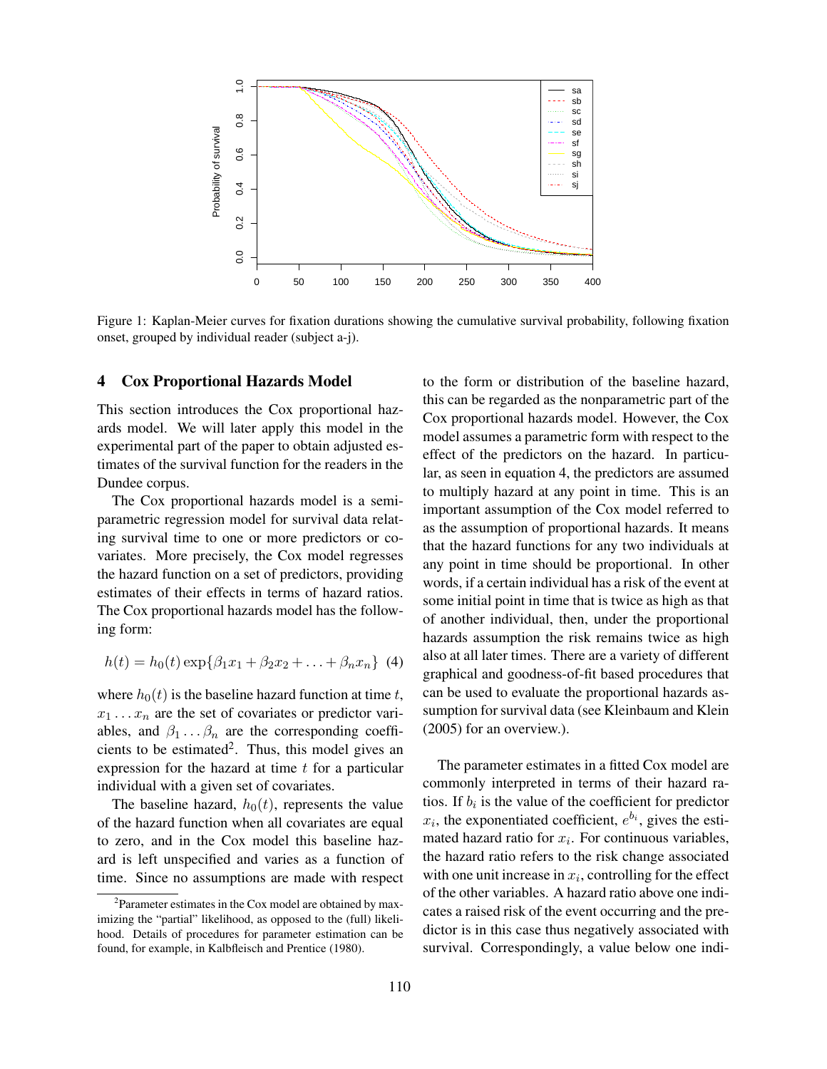Figure 1: Kaplan-Meier curves for fixation durations showing the cumulative survival probability, following fixation onset, grouped by individual reader (subject a-j).

## 4 Cox Proportional Hazards Model

This section introduces the Cox proportional hazards model. We will later apply this model in the experimental part of the paper to obtain adjusted estimates of the survival function for the readers in the Dundee corpus.

The Cox proportional hazards model is a semi-parametric regression model for survival data relating survival time to one or more predictors or covariates. More precisely, the Cox model regresses the hazard function on a set of predictors, providing estimates of their effects in terms of hazard ratios. The Cox proportional hazards model has the following form:

$$h(t) = h_0(t) \exp\{\beta_1 x_1 + \beta_2 x_2 + \ldots + \beta_n x_n\} \quad (4)$$

where $h_0(t)$ is the baseline hazard function at time $t$, $x_1 \ldots x_n$ are the set of covariates or predictor variables, and $\beta_1 \ldots \beta_n$ are the corresponding coefficients to be estimated[2]. Thus, this model gives an expression for the hazard at time $t$ for a particular individual with a given set of covariates.

The baseline hazard, $h_0(t)$, represents the value of the hazard function when all covariates are equal to zero, and in the Cox model this baseline hazard is left unspecified and varies as a function of time. Since no assumptions are made with respect to the form or distribution of the baseline hazard, this can be regarded as the nonparametric part of the Cox proportional hazards model. However, the Cox model assumes a parametric form with respect to the effect of the predictors on the hazard. In particular, as seen in equation 4, the predictors are assumed to multiply hazard at any point in time. This is an important assumption of the Cox model referred to as the assumption of proportional hazards. It means that the hazard functions for any two individuals at any point in time should be proportional. In other words, if a certain individual has a risk of the event at some initial point in time that is twice as high as that of another individual, then, under the proportional hazards assumption the risk remains twice as high also at all later times. There are a variety of different graphical and goodness-of-fit based procedures that can be used to evaluate the proportional hazards assumption for survival data (see Kleinbaum and Klein (2005) for an overview.).

The parameter estimates in a fitted Cox model are commonly interpreted in terms of their hazard ratios. If $b_i$ is the value of the coefficient for predictor $x_i$, the exponentiated coefficient, $e^{b_i}$, gives the estimated hazard ratio for $x_i$. For continuous variables, the hazard ratio refers to the risk change associated with one unit increase in $x_i$, controlling for the effect of the other variables. A hazard ratio above one indicates a raised risk of the event occurring and the predictor is in this case thus negatively associated with survival. Correspondingly, a value below one indi-

[2] Parameter estimates in the Cox model are obtained by maximizing the "partial" likelihood, as opposed to the (full) likelihood. Details of procedures for parameter estimation can be found, for example, in Kalbfleisch and Prentice (1980).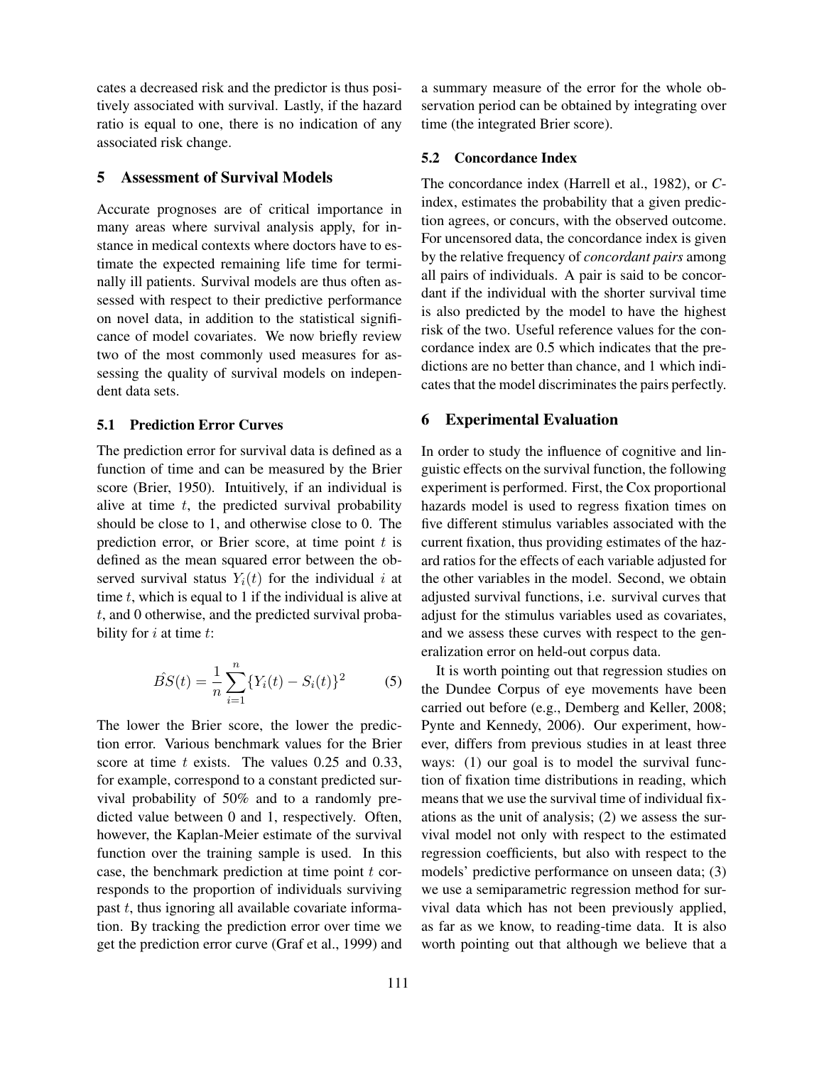cates a decreased risk and the predictor is thus positively associated with survival. Lastly, if the hazard ratio is equal to one, there is no indication of any associated risk change.

## 5 Assessment of Survival Models

Accurate prognoses are of critical importance in many areas where survival analysis apply, for instance in medical contexts where doctors have to estimate the expected remaining life time for terminally ill patients. Survival models are thus often assessed with respect to their predictive performance on novel data, in addition to the statistical significance of model covariates. We now briefly review two of the most commonly used measures for assessing the quality of survival models on independent data sets.

### 5.1 Prediction Error Curves

The prediction error for survival data is defined as a function of time and can be measured by the Brier score (Brier, 1950). Intuitively, if an individual is alive at time $t$, the predicted survival probability should be close to 1, and otherwise close to 0. The prediction error, or Brier score, at time point $t$ is defined as the mean squared error between the observed survival status $Y_i(t)$ for the individual $i$ at time $t$, which is equal to 1 if the individual is alive at $t$, and 0 otherwise, and the predicted survival probability for $i$ at time $t$:

$$\hat{BS}(t) = \frac{1}{n} \sum_{i=1}^{n} \{Y_i(t) - S_i(t)\}^2 \qquad (5)$$

The lower the Brier score, the lower the prediction error. Various benchmark values for the Brier score at time $t$ exists. The values 0.25 and 0.33, for example, correspond to a constant predicted survival probability of 50% and to a randomly predicted value between 0 and 1, respectively. Often, however, the Kaplan-Meier estimate of the survival function over the training sample is used. In this case, the benchmark prediction at time point $t$ corresponds to the proportion of individuals surviving past $t$, thus ignoring all available covariate information. By tracking the prediction error over time we get the prediction error curve (Graf et al., 1999) and a summary measure of the error for the whole observation period can be obtained by integrating over time (the integrated Brier score).

### 5.2 Concordance Index

The concordance index (Harrell et al., 1982), or $C$-index, estimates the probability that a given prediction agrees, or concurs, with the observed outcome. For uncensored data, the concordance index is given by the relative frequency of *concordant pairs* among all pairs of individuals. A pair is said to be concordant if the individual with the shorter survival time is also predicted by the model to have the highest risk of the two. Useful reference values for the concordance index are 0.5 which indicates that the predictions are no better than chance, and 1 which indicates that the model discriminates the pairs perfectly.

## 6 Experimental Evaluation

In order to study the influence of cognitive and linguistic effects on the survival function, the following experiment is performed. First, the Cox proportional hazards model is used to regress fixation times on five different stimulus variables associated with the current fixation, thus providing estimates of the hazard ratios for the effects of each variable adjusted for the other variables in the model. Second, we obtain adjusted survival functions, i.e. survival curves that adjust for the stimulus variables used as covariates, and we assess these curves with respect to the generalization error on held-out corpus data.

It is worth pointing out that regression studies on the Dundee Corpus of eye movements have been carried out before (e.g., Demberg and Keller, 2008; Pynte and Kennedy, 2006). Our experiment, however, differs from previous studies in at least three ways: (1) our goal is to model the survival function of fixation time distributions in reading, which means that we use the survival time of individual fixations as the unit of analysis; (2) we assess the survival model not only with respect to the estimated regression coefficients, but also with respect to the models' predictive performance on unseen data; (3) we use a semiparametric regression method for survival data which has not been previously applied, as far as we know, to reading-time data. It is also worth pointing out that although we believe that a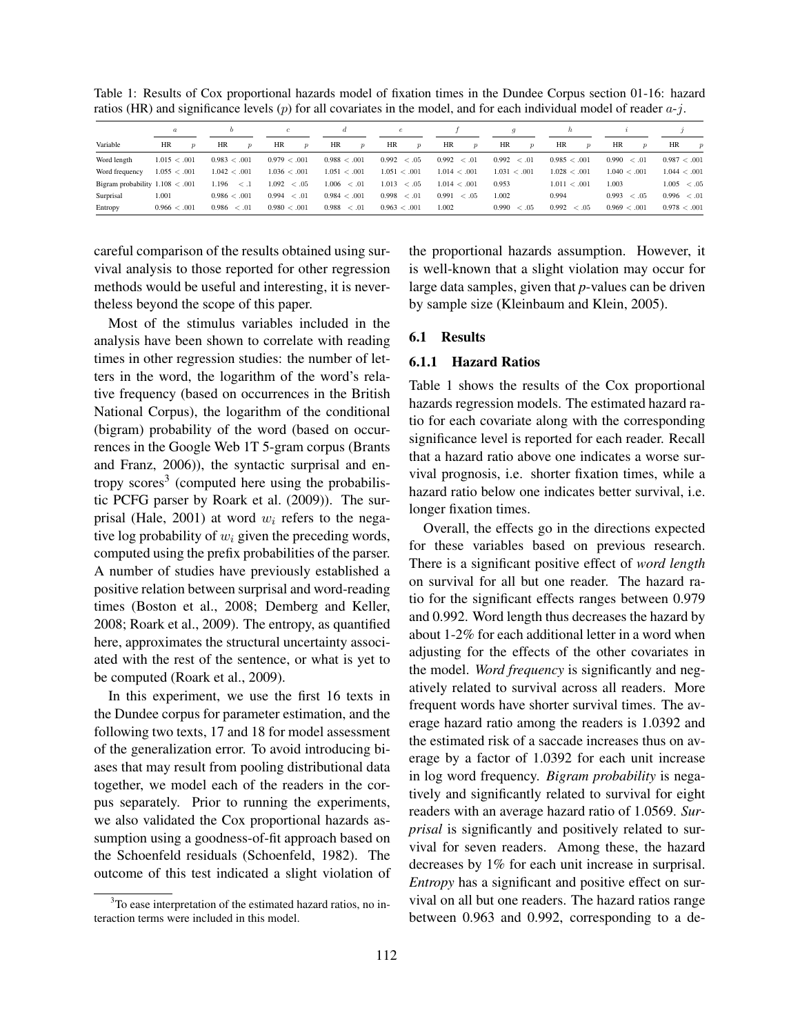Table 1: Results of Cox proportional hazards model of fixation times in the Dundee Corpus section 01-16: hazard ratios (HR) and significance levels ($p$) for all covariates in the model, and for each individual model of reader $a$-$j$.

| | $a$ | | $b$ | | $c$ | | $d$ | | $e$ | | $f$ | | $g$ | | $h$ | | $i$ | | $j$ | |
|---|---|---|---|---|---|---|---|---|---|---|---|---|---|---|---|---|---|---|---|---|
| Variable | HR | $p$ | HR | $p$ | HR | $p$ | HR | $p$ | HR | $p$ | HR | $p$ | HR | $p$ | HR | $p$ | HR | $p$ | HR | $p$ |
| Word length | 1.015 | $< .001$ | 0.983 | $< .001$ | 0.979 | $< .001$ | 0.988 | $< .001$ | 0.992 | $< .05$ | 0.992 | $< .01$ | 0.992 | $< .01$ | 0.985 | $< .001$ | 0.990 | $< .01$ | 0.987 | $< .001$ |
| Word frequency | 1.055 | $< .001$ | 1.042 | $< .001$ | 1.036 | $< .001$ | 1.051 | $< .001$ | 1.051 | $< .001$ | 1.014 | $< .001$ | 1.031 | $< .001$ | 1.028 | $< .001$ | 1.040 | $< .001$ | 1.044 | $< .001$ |
| Bigram probability | 1.108 | $< .001$ | 1.196 | $< .1$ | 1.092 | $< .05$ | 1.006 | $< .01$ | 1.013 | $< .05$ | 1.014 | $< .001$ | 0.953 | | 1.011 | $< .001$ | 1.003 | | 1.005 | $< .05$ |
| Surprisal | 1.001 | | 0.986 | $< .001$ | 0.994 | $< .01$ | 0.984 | $< .001$ | 0.998 | $< .01$ | 0.991 | $< .05$ | 1.002 | | 0.994 | | 0.993 | $< .05$ | 0.996 | $< .01$ |
| Entropy | 0.966 | $< .001$ | 0.986 | $< .01$ | 0.980 | $< .001$ | 0.988 | $< .01$ | 0.963 | $< .001$ | 1.002 | | 0.990 | $< .05$ | 0.992 | $< .05$ | 0.969 | $< .001$ | 0.978 | $< .001$ |

careful comparison of the results obtained using survival analysis to those reported for other regression methods would be useful and interesting, it is nevertheless beyond the scope of this paper.

Most of the stimulus variables included in the analysis have been shown to correlate with reading times in other regression studies: the number of letters in the word, the logarithm of the word's relative frequency (based on occurrences in the British National Corpus), the logarithm of the conditional (bigram) probability of the word (based on occurrences in the Google Web 1T 5-gram corpus (Brants and Franz, 2006)), the syntactic surprisal and entropy scores[3] (computed here using the probabilistic PCFG parser by Roark et al. (2009)). The surprisal (Hale, 2001) at word $w_i$ refers to the negative log probability of $w_i$ given the preceding words, computed using the prefix probabilities of the parser. A number of studies have previously established a positive relation between surprisal and word-reading times (Boston et al., 2008; Demberg and Keller, 2008; Roark et al., 2009). The entropy, as quantified here, approximates the structural uncertainty associated with the rest of the sentence, or what is yet to be computed (Roark et al., 2009).

In this experiment, we use the first 16 texts in the Dundee corpus for parameter estimation, and the following two texts, 17 and 18 for model assessment of the generalization error. To avoid introducing biases that may result from pooling distributional data together, we model each of the readers in the corpus separately. Prior to running the experiments, we also validated the Cox proportional hazards assumption using a goodness-of-fit approach based on the Schoenfeld residuals (Schoenfeld, 1982). The outcome of this test indicated a slight violation of the proportional hazards assumption. However, it is well-known that a slight violation may occur for large data samples, given that *p*-values can be driven by sample size (Kleinbaum and Klein, 2005).

[3] To ease interpretation of the estimated hazard ratios, no interaction terms were included in this model.

### 6.1 Results

#### 6.1.1 Hazard Ratios

Table 1 shows the results of the Cox proportional hazards regression models. The estimated hazard ratio for each covariate along with the corresponding significance level is reported for each reader. Recall that a hazard ratio above one indicates a worse survival prognosis, i.e. shorter fixation times, while a hazard ratio below one indicates better survival, i.e. longer fixation times.

Overall, the effects go in the directions expected for these variables based on previous research. There is a significant positive effect of *word length* on survival for all but one reader. The hazard ratio for the significant effects ranges between 0.979 and 0.992. Word length thus decreases the hazard by about 1-2% for each additional letter in a word when adjusting for the effects of the other covariates in the model. *Word frequency* is significantly and negatively related to survival across all readers. More frequent words have shorter survival times. The average hazard ratio among the readers is 1.0392 and the estimated risk of a saccade increases thus on average by a factor of 1.0392 for each unit increase in log word frequency. *Bigram probability* is negatively and significantly related to survival for eight readers with an average hazard ratio of 1.0569. *Surprisal* is significantly and positively related to survival for seven readers. Among these, the hazard decreases by 1% for each unit increase in surprisal. *Entropy* has a significant and positive effect on survival on all but one readers. The hazard ratios range between 0.963 and 0.992, corresponding to a de-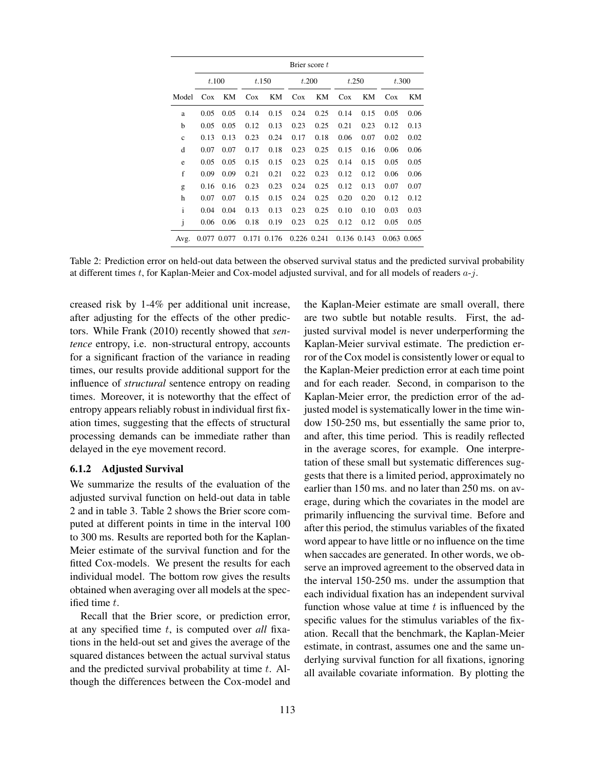| | Brier score $t$ | | | | | | | | | |
|---|---|---|---|---|---|---|---|---|---|---|
| | $t$.100 | | $t$.150 | | $t$.200 | | $t$.250 | | $t$.300 | |
| Model | Cox | KM | Cox | KM | Cox | KM | Cox | KM | Cox | KM |
| a | 0.05 | 0.05 | 0.14 | 0.15 | 0.24 | 0.25 | 0.14 | 0.15 | 0.05 | 0.06 |
| b | 0.05 | 0.05 | 0.12 | 0.13 | 0.23 | 0.25 | 0.21 | 0.23 | 0.12 | 0.13 |
| c | 0.13 | 0.13 | 0.23 | 0.24 | 0.17 | 0.18 | 0.06 | 0.07 | 0.02 | 0.02 |
| d | 0.07 | 0.07 | 0.17 | 0.18 | 0.23 | 0.25 | 0.15 | 0.16 | 0.06 | 0.06 |
| e | 0.05 | 0.05 | 0.15 | 0.15 | 0.23 | 0.25 | 0.14 | 0.15 | 0.05 | 0.05 |
| f | 0.09 | 0.09 | 0.21 | 0.21 | 0.22 | 0.23 | 0.12 | 0.12 | 0.06 | 0.06 |
| g | 0.16 | 0.16 | 0.23 | 0.23 | 0.24 | 0.25 | 0.12 | 0.13 | 0.07 | 0.07 |
| h | 0.07 | 0.07 | 0.15 | 0.15 | 0.24 | 0.25 | 0.20 | 0.20 | 0.12 | 0.12 |
| i | 0.04 | 0.04 | 0.13 | 0.13 | 0.23 | 0.25 | 0.10 | 0.10 | 0.03 | 0.03 |
| j | 0.06 | 0.06 | 0.18 | 0.19 | 0.23 | 0.25 | 0.12 | 0.12 | 0.05 | 0.05 |
| Avg. | 0.077 | 0.077 | 0.171 | 0.176 | 0.226 | 0.241 | 0.136 | 0.143 | 0.063 | 0.065 |

Table 2: Prediction error on held-out data between the observed survival status and the predicted survival probability at different times $t$, for Kaplan-Meier and Cox-model adjusted survival, and for all models of readers $a$-$j$.

creased risk by 1-4% per additional unit increase, after adjusting for the effects of the other predictors. While Frank (2010) recently showed that *sentence* entropy, i.e. non-structural entropy, accounts for a significant fraction of the variance in reading times, our results provide additional support for the influence of *structural* sentence entropy on reading times. Moreover, it is noteworthy that the effect of entropy appears reliably robust in individual first fixation times, suggesting that the effects of structural processing demands can be immediate rather than delayed in the eye movement record.

### 6.1.2 Adjusted Survival

We summarize the results of the evaluation of the adjusted survival function on held-out data in table 2 and in table 3. Table 2 shows the Brier score computed at different points in time in the interval 100 to 300 ms. Results are reported both for the Kaplan-Meier estimate of the survival function and for the fitted Cox-models. We present the results for each individual model. The bottom row gives the results obtained when averaging over all models at the specified time $t$.

Recall that the Brier score, or prediction error, at any specified time $t$, is computed over *all* fixations in the held-out set and gives the average of the squared distances between the actual survival status and the predicted survival probability at time $t$. Although the differences between the Cox-model and the Kaplan-Meier estimate are small overall, there are two subtle but notable results. First, the adjusted survival model is never underperforming the Kaplan-Meier survival estimate. The prediction error of the Cox model is consistently lower or equal to the Kaplan-Meier prediction error at each time point and for each reader. Second, in comparison to the Kaplan-Meier error, the prediction error of the adjusted model is systematically lower in the time window 150-250 ms, but essentially the same prior to, and after, this time period. This is readily reflected in the average scores, for example. One interpretation of these small but systematic differences suggests that there is a limited period, approximately no earlier than 150 ms. and no later than 250 ms. on average, during which the covariates in the model are primarily influencing the survival time. Before and after this period, the stimulus variables of the fixated word appear to have little or no influence on the time when saccades are generated. In other words, we observe an improved agreement to the observed data in the interval 150-250 ms. under the assumption that each individual fixation has an independent survival function whose value at time $t$ is influenced by the specific values for the stimulus variables of the fixation. Recall that the benchmark, the Kaplan-Meier estimate, in contrast, assumes one and the same underlying survival function for all fixations, ignoring all available covariate information. By plotting the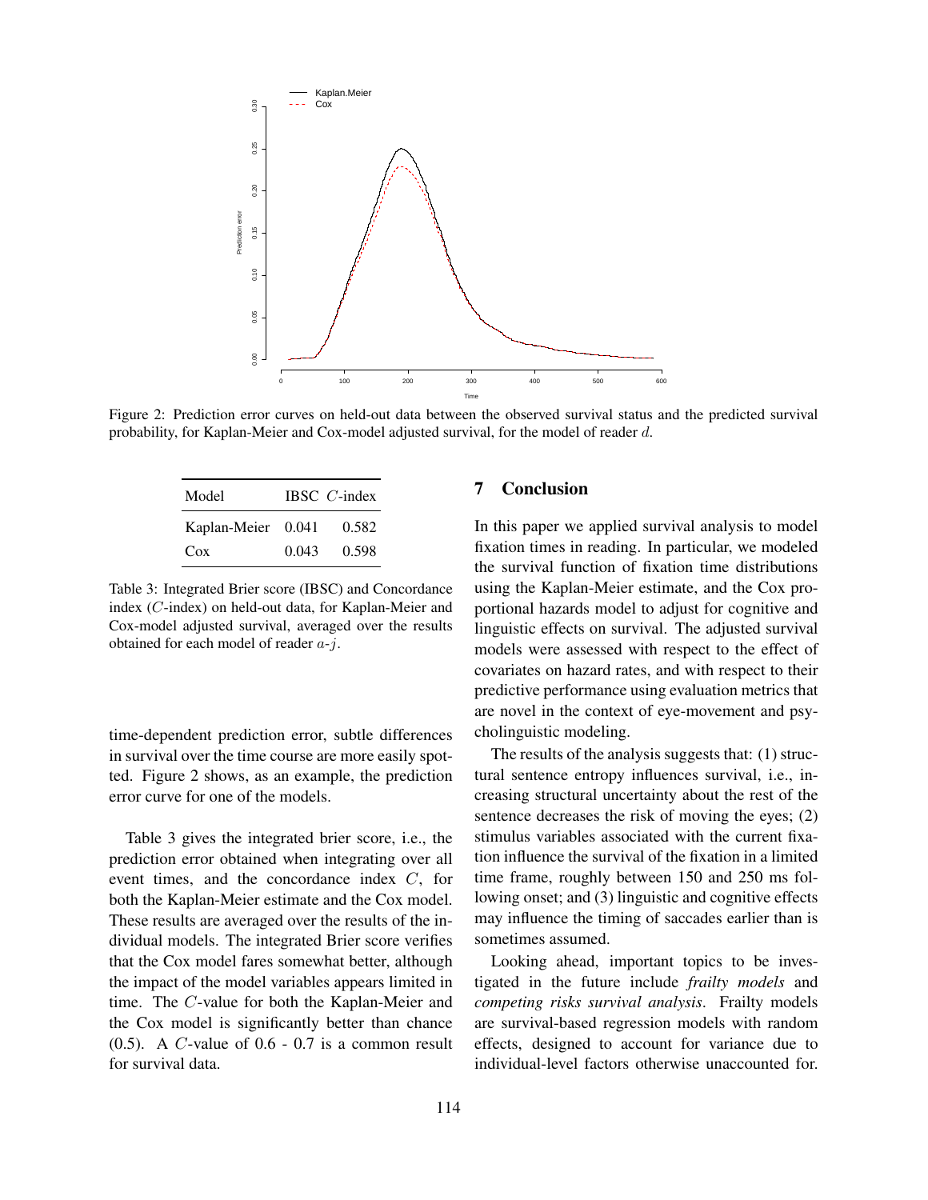Figure 2: Prediction error curves on held-out data between the observed survival status and the predicted survival probability, for Kaplan-Meier and Cox-model adjusted survival, for the model of reader $d$.

| Model | IBSC | $C$-index |
|---|---|---|
| Kaplan-Meier | 0.041 | 0.582 |
| Cox | 0.043 | 0.598 |

Table 3: Integrated Brier score (IBSC) and Concordance index ($C$-index) on held-out data, for Kaplan-Meier and Cox-model adjusted survival, averaged over the results obtained for each model of reader $a$-$j$.

time-dependent prediction error, subtle differences in survival over the time course are more easily spotted. Figure 2 shows, as an example, the prediction error curve for one of the models.

Table 3 gives the integrated brier score, i.e., the prediction error obtained when integrating over all event times, and the concordance index $C$, for both the Kaplan-Meier estimate and the Cox model. These results are averaged over the results of the individual models. The integrated Brier score verifies that the Cox model fares somewhat better, although the impact of the model variables appears limited in time. The $C$-value for both the Kaplan-Meier and the Cox model is significantly better than chance (0.5). A $C$-value of 0.6 - 0.7 is a common result for survival data.

## 7 Conclusion

In this paper we applied survival analysis to model fixation times in reading. In particular, we modeled the survival function of fixation time distributions using the Kaplan-Meier estimate, and the Cox proportional hazards model to adjust for cognitive and linguistic effects on survival. The adjusted survival models were assessed with respect to the effect of covariates on hazard rates, and with respect to their predictive performance using evaluation metrics that are novel in the context of eye-movement and psycholinguistic modeling.

The results of the analysis suggests that: (1) structural sentence entropy influences survival, i.e., increasing structural uncertainty about the rest of the sentence decreases the risk of moving the eyes; (2) stimulus variables associated with the current fixation influence the survival of the fixation in a limited time frame, roughly between 150 and 250 ms following onset; and (3) linguistic and cognitive effects may influence the timing of saccades earlier than is sometimes assumed.

Looking ahead, important topics to be investigated in the future include *frailty models* and *competing risks survival analysis*. Frailty models are survival-based regression models with random effects, designed to account for variance due to individual-level factors otherwise unaccounted for.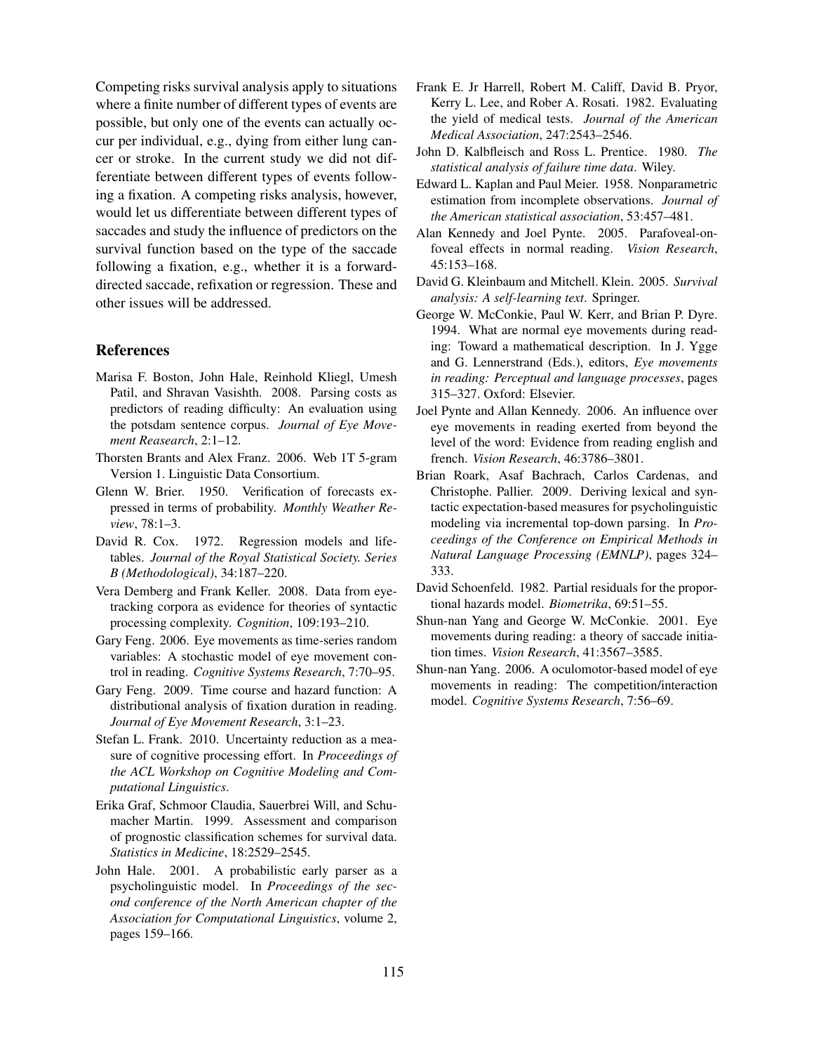Competing risks survival analysis apply to situations where a finite number of different types of events are possible, but only one of the events can actually occur per individual, e.g., dying from either lung cancer or stroke. In the current study we did not differentiate between different types of events following a fixation. A competing risks analysis, however, would let us differentiate between different types of saccades and study the influence of predictors on the survival function based on the type of the saccade following a fixation, e.g., whether it is a forward-directed saccade, refixation or regression. These and other issues will be addressed.

## References

Marisa F. Boston, John Hale, Reinhold Kliegl, Umesh Patil, and Shravan Vasishth. 2008. Parsing costs as predictors of reading difficulty: An evaluation using the potsdam sentence corpus. *Journal of Eye Movement Reasearch*, 2:1–12.

Thorsten Brants and Alex Franz. 2006. Web 1T 5-gram Version 1. Linguistic Data Consortium.

Glenn W. Brier. 1950. Verification of forecasts expressed in terms of probability. *Monthly Weather Review*, 78:1–3.

David R. Cox. 1972. Regression models and life-tables. *Journal of the Royal Statistical Society. Series B (Methodological)*, 34:187–220.

Vera Demberg and Frank Keller. 2008. Data from eye-tracking corpora as evidence for theories of syntactic processing complexity. *Cognition*, 109:193–210.

Gary Feng. 2006. Eye movements as time-series random variables: A stochastic model of eye movement control in reading. *Cognitive Systems Research*, 7:70–95.

Gary Feng. 2009. Time course and hazard function: A distributional analysis of fixation duration in reading. *Journal of Eye Movement Research*, 3:1–23.

Stefan L. Frank. 2010. Uncertainty reduction as a measure of cognitive processing effort. In *Proceedings of the ACL Workshop on Cognitive Modeling and Computational Linguistics*.

Erika Graf, Schmoor Claudia, Sauerbrei Will, and Schumacher Martin. 1999. Assessment and comparison of prognostic classification schemes for survival data. *Statistics in Medicine*, 18:2529–2545.

John Hale. 2001. A probabilistic early parser as a psycholinguistic model. In *Proceedings of the second conference of the North American chapter of the Association for Computational Linguistics*, volume 2, pages 159–166.

Frank E. Jr Harrell, Robert M. Califf, David B. Pryor, Kerry L. Lee, and Rober A. Rosati. 1982. Evaluating the yield of medical tests. *Journal of the American Medical Association*, 247:2543–2546.

John D. Kalbfleisch and Ross L. Prentice. 1980. *The statistical analysis of failure time data*. Wiley.

Edward L. Kaplan and Paul Meier. 1958. Nonparametric estimation from incomplete observations. *Journal of the American statistical association*, 53:457–481.

Alan Kennedy and Joel Pynte. 2005. Parafoveal-on-foveal effects in normal reading. *Vision Research*, 45:153–168.

David G. Kleinbaum and Mitchell. Klein. 2005. *Survival analysis: A self-learning text*. Springer.

George W. McConkie, Paul W. Kerr, and Brian P. Dyre. 1994. What are normal eye movements during reading: Toward a mathematical description. In J. Ygge and G. Lennerstrand (Eds.), editors, *Eye movements in reading: Perceptual and language processes*, pages 315–327. Oxford: Elsevier.

Joel Pynte and Allan Kennedy. 2006. An influence over eye movements in reading exerted from beyond the level of the word: Evidence from reading english and french. *Vision Research*, 46:3786–3801.

Brian Roark, Asaf Bachrach, Carlos Cardenas, and Christophe. Pallier. 2009. Deriving lexical and syntactic expectation-based measures for psycholinguistic modeling via incremental top-down parsing. In *Proceedings of the Conference on Empirical Methods in Natural Language Processing (EMNLP)*, pages 324–333.

David Schoenfeld. 1982. Partial residuals for the proportional hazards model. *Biometrika*, 69:51–55.

Shun-nan Yang and George W. McConkie. 2001. Eye movements during reading: a theory of saccade initiation times. *Vision Research*, 41:3567–3585.

Shun-nan Yang. 2006. A oculomotor-based model of eye movements in reading: The competition/interaction model. *Cognitive Systems Research*, 7:56–69.